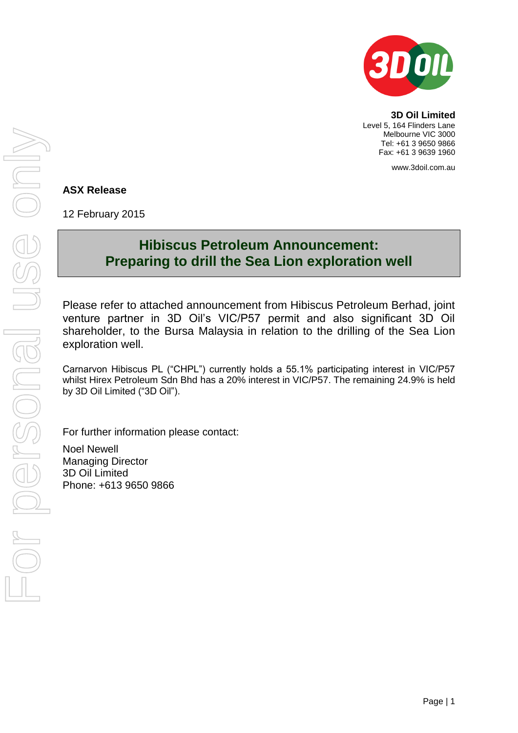**3D Oil Limited**
Level 5, 164 Flinders Lane
Melbourne VIC 3000
Tel: +61 3 9650 9866
Fax: +61 3 9639 1960

www.3doil.com.au

**ASX Release**

12 February 2015

# Hibiscus Petroleum Announcement: Preparing to drill the Sea Lion exploration well

Please refer to attached announcement from Hibiscus Petroleum Berhad, joint venture partner in 3D Oil's VIC/P57 permit and also significant 3D Oil shareholder, to the Bursa Malaysia in relation to the drilling of the Sea Lion exploration well.

Carnarvon Hibiscus PL ("CHPL") currently holds a 55.1% participating interest in VIC/P57 whilst Hirex Petroleum Sdn Bhd has a 20% interest in VIC/P57. The remaining 24.9% is held by 3D Oil Limited ("3D Oil").

For further information please contact:

Noel Newell
Managing Director
3D Oil Limited
Phone: +613 9650 9866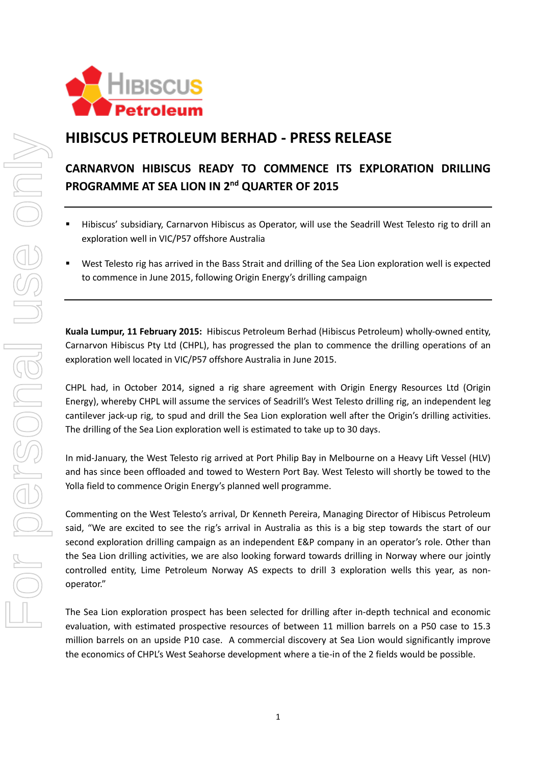# HIBISCUS PETROLEUM BERHAD - PRESS RELEASE

## CARNARVON HIBISCUS READY TO COMMENCE ITS EXPLORATION DRILLING PROGRAMME AT SEA LION IN 2nd QUARTER OF 2015

---

- Hibiscus' subsidiary, Carnarvon Hibiscus as Operator, will use the Seadrill West Telesto rig to drill an exploration well in VIC/P57 offshore Australia
- West Telesto rig has arrived in the Bass Strait and drilling of the Sea Lion exploration well is expected to commence in June 2015, following Origin Energy's drilling campaign

---

**Kuala Lumpur, 11 February 2015:** Hibiscus Petroleum Berhad (Hibiscus Petroleum) wholly-owned entity, Carnarvon Hibiscus Pty Ltd (CHPL), has progressed the plan to commence the drilling operations of an exploration well located in VIC/P57 offshore Australia in June 2015.

CHPL had, in October 2014, signed a rig share agreement with Origin Energy Resources Ltd (Origin Energy), whereby CHPL will assume the services of Seadrill's West Telesto drilling rig, an independent leg cantilever jack-up rig, to spud and drill the Sea Lion exploration well after the Origin's drilling activities. The drilling of the Sea Lion exploration well is estimated to take up to 30 days.

In mid-January, the West Telesto rig arrived at Port Philip Bay in Melbourne on a Heavy Lift Vessel (HLV) and has since been offloaded and towed to Western Port Bay. West Telesto will shortly be towed to the Yolla field to commence Origin Energy's planned well programme.

Commenting on the West Telesto's arrival, Dr Kenneth Pereira, Managing Director of Hibiscus Petroleum said, "We are excited to see the rig's arrival in Australia as this is a big step towards the start of our second exploration drilling campaign as an independent E&P company in an operator's role. Other than the Sea Lion drilling activities, we are also looking forward towards drilling in Norway where our jointly controlled entity, Lime Petroleum Norway AS expects to drill 3 exploration wells this year, as non-operator."

The Sea Lion exploration prospect has been selected for drilling after in-depth technical and economic evaluation, with estimated prospective resources of between 11 million barrels on a P50 case to 15.3 million barrels on an upside P10 case. A commercial discovery at Sea Lion would significantly improve the economics of CHPL's West Seahorse development where a tie-in of the 2 fields would be possible.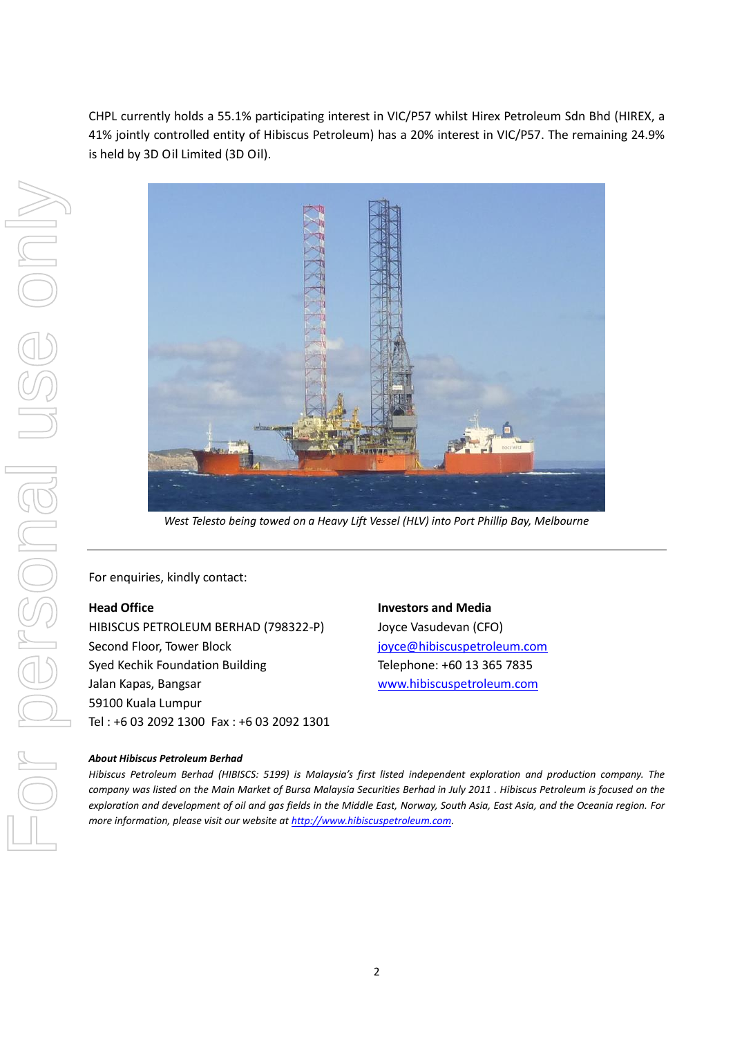CHPL currently holds a 55.1% participating interest in VIC/P57 whilst Hirex Petroleum Sdn Bhd (HIREX, a 41% jointly controlled entity of Hibiscus Petroleum) has a 20% interest in VIC/P57. The remaining 24.9% is held by 3D Oil Limited (3D Oil).

*West Telesto being towed on a Heavy Lift Vessel (HLV) into Port Phillip Bay, Melbourne*

---

For enquiries, kindly contact:

**Head Office**
HIBISCUS PETROLEUM BERHAD (798322-P)
Second Floor, Tower Block
Syed Kechik Foundation Building
Jalan Kapas, Bangsar
59100 Kuala Lumpur
Tel : +6 03 2092 1300 Fax : +6 03 2092 1301

**Investors and Media**
Joyce Vasudevan (CFO)
joyce@hibiscuspetroleum.com
Telephone: +60 13 365 7835
www.hibiscuspetroleum.com

***About Hibiscus Petroleum Berhad***
*Hibiscus Petroleum Berhad (HIBISCS: 5199) is Malaysia's first listed independent exploration and production company. The company was listed on the Main Market of Bursa Malaysia Securities Berhad in July 2011 . Hibiscus Petroleum is focused on the exploration and development of oil and gas fields in the Middle East, Norway, South Asia, East Asia, and the Oceania region. For more information, please visit our website at http://www.hibiscuspetroleum.com.*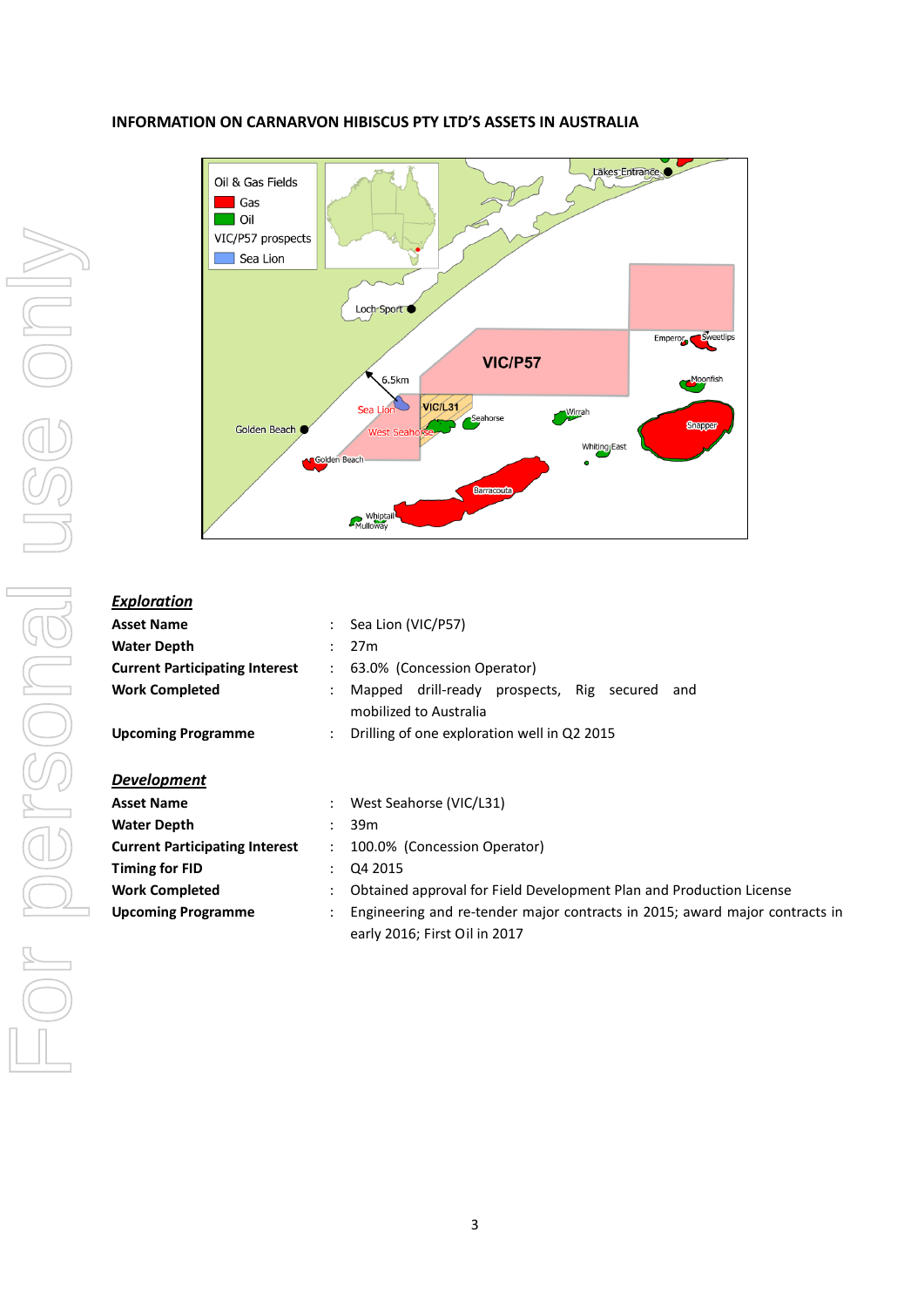## INFORMATION ON CARNARVON HIBISCUS PTY LTD'S ASSETS IN AUSTRALIA

Oil & Gas Fields
Gas
Oil
VIC/P57 prospects
Sea Lion
Lakes Entrance
Loch Sport
VIC/P57
Emperor
Sweetlips
6.5km
Moonfish
Sea Lion
VIC/L31
Seahorse
Wirrah
Golden Beach
West Seahorse
Snapper
Whiting East
Golden Beach
Barracouta
Whiptail
Mulloway

### *Exploration*

| | | |
|---|---|---|
| **Asset Name** | : | Sea Lion (VIC/P57) |
| **Water Depth** | : | 27m |
| **Current Participating Interest** | : | 63.0% (Concession Operator) |
| **Work Completed** | : | Mapped drill-ready prospects, Rig secured and mobilized to Australia |
| **Upcoming Programme** | : | Drilling of one exploration well in Q2 2015 |

### *Development*

| | | |
|---|---|---|
| **Asset Name** | : | West Seahorse (VIC/L31) |
| **Water Depth** | : | 39m |
| **Current Participating Interest** | : | 100.0% (Concession Operator) |
| **Timing for FID** | : | Q4 2015 |
| **Work Completed** | : | Obtained approval for Field Development Plan and Production License |
| **Upcoming Programme** | : | Engineering and re-tender major contracts in 2015; award major contracts in early 2016; First Oil in 2017 |